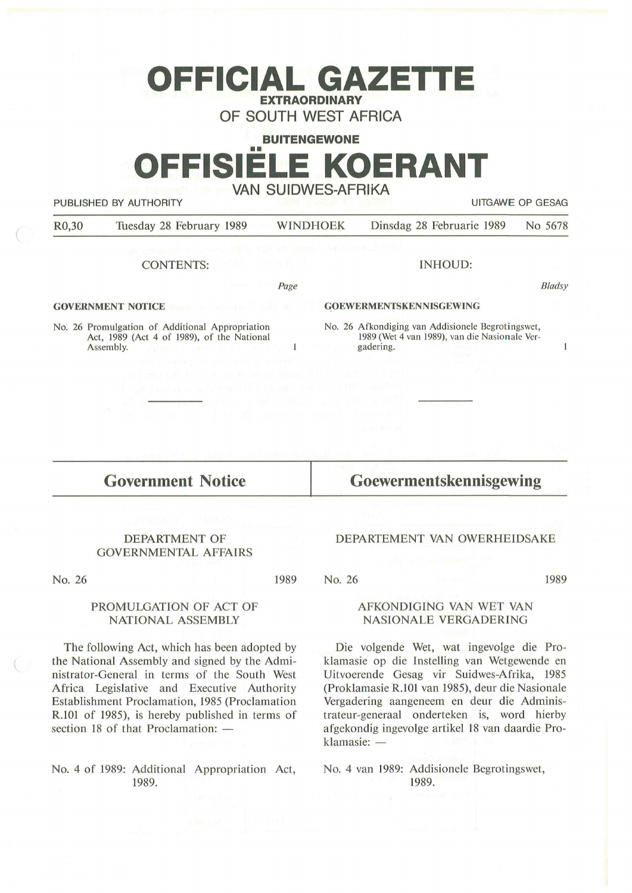# OFFICIAL GAZETTE

**EXTRAORDINARY**

OF SOUTH WEST AFRICA

**BUITENGEWONE**

# OFFISIËLE KOERANT

VAN SUIDWES-AFRIKA

PUBLISHED BY AUTHORITY — UITGAWE OP GESAG

R0,30 — Tuesday 28 February 1989 — WINDHOEK — Dinsdag 28 Februarie 1989 — No 5678

CONTENTS:

| | *Page* |
|---|---|
| **GOVERNMENT NOTICE** | |
| No. 26 Promulgation of Additional Appropriation Act, 1989 (Act 4 of 1989), of the National Assembly. | 1 |

INHOUD:

| | *Bladsy* |
|---|---|
| **GOEWERMENTSKENNISGEWING** | |
| No. 26 Afkondiging van Addisionele Begrotingswet, 1989 (Wet 4 van 1989), van die Nasionale Vergadering. | 1 |

## Government Notice

DEPARTMENT OF GOVERNMENTAL AFFAIRS

No. 26 — 1989

PROMULGATION OF ACT OF NATIONAL ASSEMBLY

The following Act, which has been adopted by the National Assembly and signed by the Administrator-General in terms of the South West Africa Legislative and Executive Authority Establishment Proclamation, 1985 (Proclamation R.101 of 1985), is hereby published in terms of section 18 of that Proclamation: —

No. 4 of 1989: Additional Appropriation Act, 1989.

## Goewermentskennisgewing

DEPARTEMENT VAN OWERHEIDSAKE

No. 26 — 1989

AFKONDIGING VAN WET VAN NASIONALE VERGADERING

Die volgende Wet, wat ingevolge die Proklamasie op die Instelling van Wetgewende en Uitvoerende Gesag vir Suidwes-Afrika, 1985 (Proklamasie R.101 van 1985), deur die Nasionale Vergadering aangeneem en deur die Administrateur-generaal onderteken is, word hierby afgekondig ingevolge artikel 18 van daardie Proklamasie: —

No. 4 van 1989: Addisionele Begrotingswet, 1989.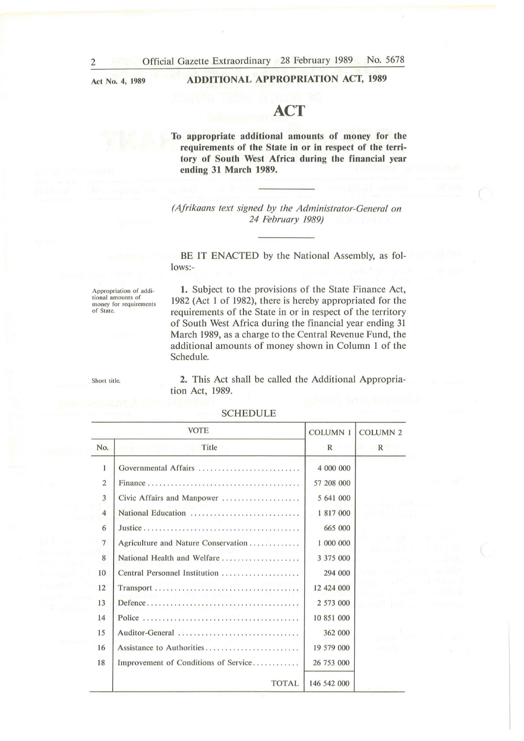Act No. 4, 1989

# ADDITIONAL APPROPRIATION ACT, 1989

# ACT

**To appropriate additional amounts of money for the requirements of the State in or in respect of the territory of South West Africa during the financial year ending 31 March 1989.**

*(Afrikaans text signed by the Administrator-General on 24 February 1989)*

BE IT ENACTED by the National Assembly, as follows:-

Appropriation of additional amounts of money for requirements of State.

**1.** Subject to the provisions of the State Finance Act, 1982 (Act 1 of 1982), there is hereby appropriated for the requirements of the State in or in respect of the territory of South West Africa during the financial year ending 31 March 1989, as a charge to the Central Revenue Fund, the additional amounts of money shown in Column 1 of the Schedule.

Short title.

**2.** This Act shall be called the Additional Appropriation Act, 1989.

## SCHEDULE

| VOTE | | COLUMN 1 | COLUMN 2 |
|---|---|---|---|
| No. | Title | R | R |
| 1 | Governmental Affairs | 4 000 000 | |
| 2 | Finance | 57 208 000 | |
| 3 | Civic Affairs and Manpower | 5 641 000 | |
| 4 | National Education | 1 817 000 | |
| 6 | Justice | 665 000 | |
| 7 | Agriculture and Nature Conservation | 1 000 000 | |
| 8 | National Health and Welfare | 3 375 000 | |
| 10 | Central Personnel Institution | 294 000 | |
| 12 | Transport | 12 424 000 | |
| 13 | Defence | 2 573 000 | |
| 14 | Police | 10 851 000 | |
| 15 | Auditor-General | 362 000 | |
| 16 | Assistance to Authorities | 19 579 000 | |
| 18 | Improvement of Conditions of Service | 26 753 000 | |
| | TOTAL | 146 542 000 | |